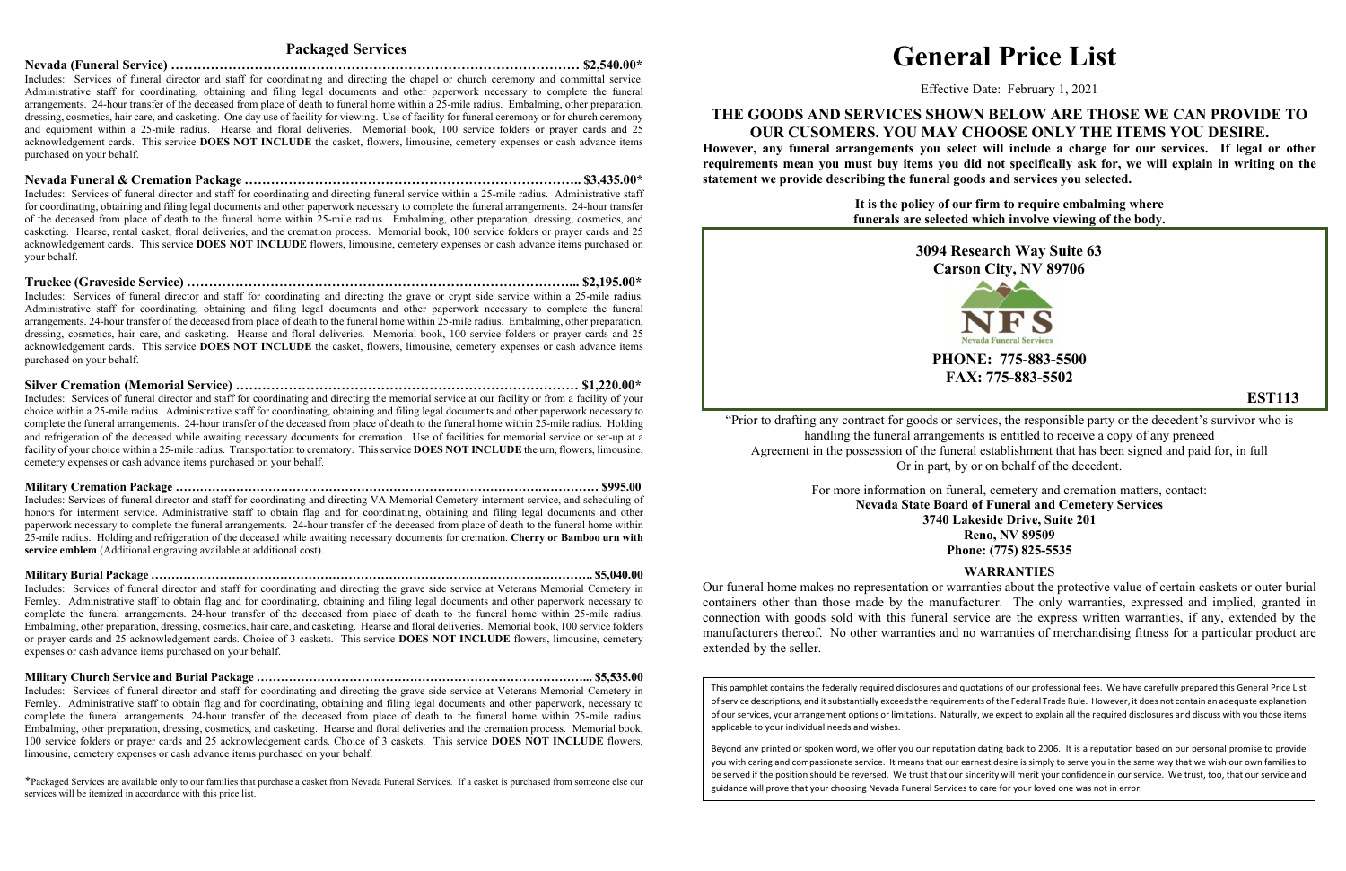## Packaged Services

**Nevada (Funeral Service) ……………………………………………………………………………… $2,540.00***

Includes: Services of funeral director and staff for coordinating and directing the chapel or church ceremony and committal service. Administrative staff for coordinating, obtaining and filing legal documents and other paperwork necessary to complete the funeral arrangements. 24-hour transfer of the deceased from place of death to funeral home within a 25-mile radius. Embalming, other preparation, dressing, cosmetics, hair care, and casketing. One day use of facility for viewing. Use of facility for funeral ceremony or for church ceremony and equipment within a 25-mile radius. Hearse and floral deliveries. Memorial book, 100 service folders or prayer cards and 25 acknowledgement cards. This service **DOES NOT INCLUDE** the casket, flowers, limousine, cemetery expenses or cash advance items purchased on your behalf.

**Nevada Funeral & Cremation Package ……………………………………………………………….. $3,435.00***

Includes: Services of funeral director and staff for coordinating and directing funeral service within a 25-mile radius. Administrative staff for coordinating, obtaining and filing legal documents and other paperwork necessary to complete the funeral arrangements. 24-hour transfer of the deceased from place of death to the funeral home within 25-mile radius. Embalming, other preparation, dressing, cosmetics, and casketing. Hearse, rental casket, floral deliveries, and the cremation process. Memorial book, 100 service folders or prayer cards and 25 acknowledgement cards. This service **DOES NOT INCLUDE** flowers, limousine, cemetery expenses or cash advance items purchased on your behalf.

**Truckee (Graveside Service) …………………………………………………………………………... $2,195.00***

Includes: Services of funeral director and staff for coordinating and directing the grave or crypt side service within a 25-mile radius. Administrative staff for coordinating, obtaining and filing legal documents and other paperwork necessary to complete the funeral arrangements. 24-hour transfer of the deceased from place of death to the funeral home within 25-mile radius. Embalming, other preparation, dressing, cosmetics, hair care, and casketing. Hearse and floral deliveries. Memorial book, 100 service folders or prayer cards and 25 acknowledgement cards. This service **DOES NOT INCLUDE** the casket, flowers, limousine, cemetery expenses or cash advance items purchased on your behalf.

**Silver Cremation (Memorial Service) ………………………………………………………………… $1,220.00***

Includes: Services of funeral director and staff for coordinating and directing the memorial service at our facility or from a facility of your choice within a 25-mile radius. Administrative staff for coordinating, obtaining and filing legal documents and other paperwork necessary to complete the funeral arrangements. 24-hour transfer of the deceased from place of death to the funeral home within 25-mile radius. Holding and refrigeration of the deceased while awaiting necessary documents for cremation. Use of facilities for memorial service or set-up at a facility of your choice within a 25-mile radius. Transportation to crematory. This service **DOES NOT INCLUDE** the urn, flowers, limousine, cemetery expenses or cash advance items purchased on your behalf.

**Military Cremation Package …………………………………………………………………………………… $995.00**

Includes: Services of funeral director and staff for coordinating and directing VA Memorial Cemetery interment service, and scheduling of honors for interment service. Administrative staff to obtain flag and for coordinating, obtaining and filing legal documents and other paperwork necessary to complete the funeral arrangements. 24-hour transfer of the deceased from place of death to the funeral home within 25-mile radius. Holding and refrigeration of the deceased while awaiting necessary documents for cremation. **Cherry or Bamboo urn with service emblem** (Additional engraving available at additional cost).

**Military Burial Package ……………………………………………………………………………………….. $5,040.00**

Includes: Services of funeral director and staff for coordinating and directing the grave side service at Veterans Memorial Cemetery in Fernley. Administrative staff to obtain flag and for coordinating, obtaining and filing legal documents and other paperwork necessary to complete the funeral arrangements. 24-hour transfer of the deceased from place of death to the funeral home within 25-mile radius. Embalming, other preparation, dressing, cosmetics, hair care, and casketing. Hearse and floral deliveries. Memorial book, 100 service folders or prayer cards and 25 acknowledgement cards. Choice of 3 caskets. This service **DOES NOT INCLUDE** flowers, limousine, cemetery expenses or cash advance items purchased on your behalf.

**Military Church Service and Burial Package ……………………………………………………………... $5,535.00**

Includes: Services of funeral director and staff for coordinating and directing the grave side service at Veterans Memorial Cemetery in Fernley. Administrative staff to obtain flag and for coordinating, obtaining and filing legal documents and other paperwork, necessary to complete the funeral arrangements. 24-hour transfer of the deceased from place of death to the funeral home within 25-mile radius. Embalming, other preparation, dressing, cosmetics, and casketing. Hearse and floral deliveries and the cremation process. Memorial book, 100 service folders or prayer cards and 25 acknowledgement cards. Choice of 3 caskets. This service **DOES NOT INCLUDE** flowers, limousine, cemetery expenses or cash advance items purchased on your behalf.

*Packaged Services are available only to our families that purchase a casket from Nevada Funeral Services. If a casket is purchased from someone else our services will be itemized in accordance with this price list.

# General Price List

Effective Date: February 1, 2021

## THE GOODS AND SERVICES SHOWN BELOW ARE THOSE WE CAN PROVIDE TO OUR CUSOMERS. YOU MAY CHOOSE ONLY THE ITEMS YOU DESIRE.

**However, any funeral arrangements you select will include a charge for our services. If legal or other requirements mean you must buy items you did not specifically ask for, we will explain in writing on the statement we provide describing the funeral goods and services you selected.**

**It is the policy of our firm to require embalming where funerals are selected which involve viewing of the body.**

**3094 Research Way Suite 63**
**Carson City, NV 89706**

NFS
Nevada Funeral Services

**PHONE: 775-883-5500**
**FAX: 775-883-5502**

**EST113**

"Prior to drafting any contract for goods or services, the responsible party or the decedent's survivor who is handling the funeral arrangements is entitled to receive a copy of any preneed Agreement in the possession of the funeral establishment that has been signed and paid for, in full Or in part, by or on behalf of the decedent.

For more information on funeral, cemetery and cremation matters, contact:
**Nevada State Board of Funeral and Cemetery Services**
**3740 Lakeside Drive, Suite 201**
**Reno, NV 89509**
**Phone: (775) 825-5535**

### WARRANTIES

Our funeral home makes no representation or warranties about the protective value of certain caskets or outer burial containers other than those made by the manufacturer. The only warranties, expressed and implied, granted in connection with goods sold with this funeral service are the express written warranties, if any, extended by the manufacturers thereof. No other warranties and no warranties of merchandising fitness for a particular product are extended by the seller.

This pamphlet contains the federally required disclosures and quotations of our professional fees. We have carefully prepared this General Price List of service descriptions, and it substantially exceeds the requirements of the Federal Trade Rule. However, it does not contain an adequate explanation of our services, your arrangement options or limitations. Naturally, we expect to explain all the required disclosures and discuss with you those items applicable to your individual needs and wishes.

Beyond any printed or spoken word, we offer you our reputation dating back to 2006. It is a reputation based on our personal promise to provide you with caring and compassionate service. It means that our earnest desire is simply to serve you in the same way that we wish our own families to be served if the position should be reversed. We trust that our sincerity will merit your confidence in our service. We trust, too, that our service and guidance will prove that your choosing Nevada Funeral Services to care for your loved one was not in error.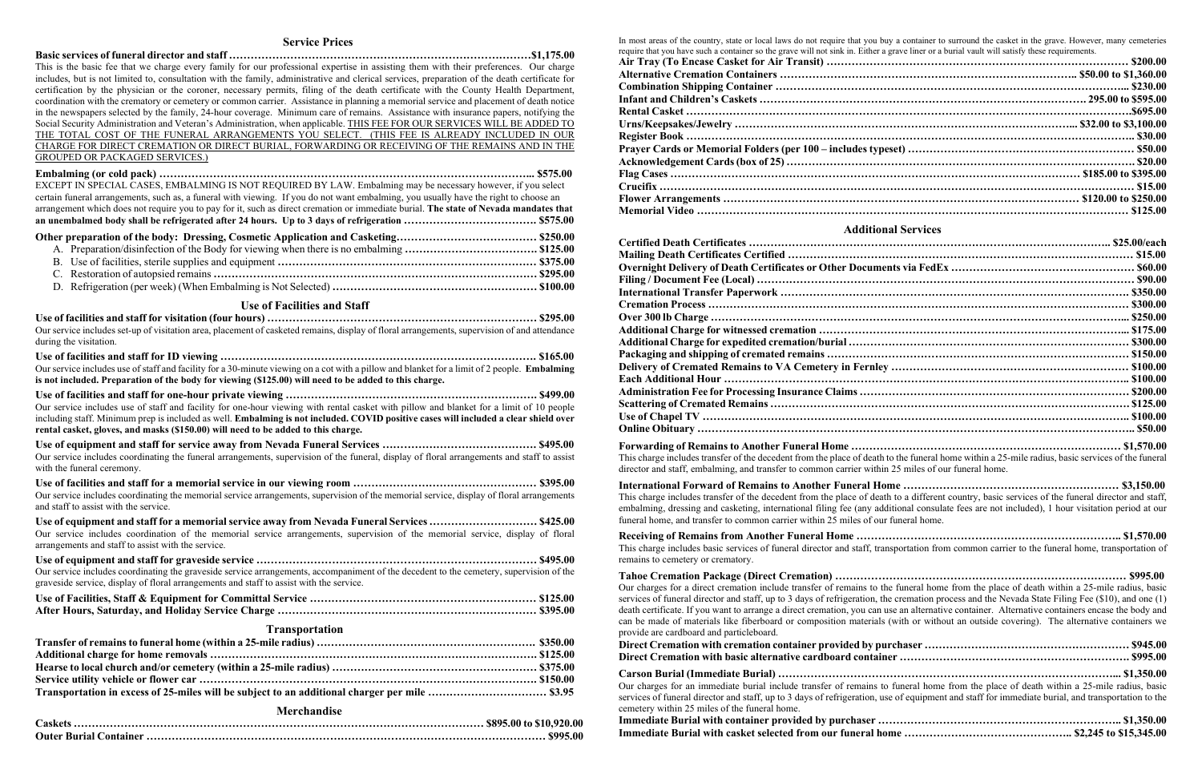## Service Prices

**Basic services of funeral director and staff ………………………………………………………………………$1,175.00**

This is the basic fee that we charge every family for our professional expertise in assisting them with their preferences. Our charge includes, but is not limited to, consultation with the family, administrative and clerical services, preparation of the death certificate for certification by the physician or the coroner, necessary permits, filing of the death certificate with the County Health Department, coordination with the crematory or cemetery or common carrier. Assistance in planning a memorial service and placement of death notice in the newspapers selected by the family, 24-hour coverage. Minimum care of remains. Assistance with insurance papers, notifying the Social Security Administration and Veteran's Administration, when applicable. THIS FEE FOR OUR SERVICES WILL BE ADDED TO THE TOTAL COST OF THE FUNERAL ARRANGEMENTS YOU SELECT. (THIS FEE IS ALREADY INCLUDED IN OUR CHARGE FOR DIRECT CREMATION OR DIRECT BURIAL, FORWARDING OR RECEIVING OF THE REMAINS AND IN THE GROUPED OR PACKAGED SERVICES.)

**Embalming (or cold pack) ………………………………………………………………………………... $575.00**

EXCEPT IN SPECIAL CASES, EMBALMING IS NOT REQUIRED BY LAW. Embalming may be necessary however, if you select certain funeral arrangements, such as, a funeral with viewing. If you do not want embalming, you usually have the right to choose an arrangement which does not require you to pay for it, such as direct cremation or immediate burial. **The state of Nevada mandates that an unembalmed body shall be refrigerated after 24 hours. Up to 3 days of refrigeration ……………………………… $575.00**

**Other preparation of the body: Dressing, Cosmetic Application and Casketing………………………………… $250.00**

- A. Preparation/disinfection of the Body for viewing when there is no embalming ……………………………… $125.00
- B. Use of facilities, sterile supplies and equipment ………………………………………………………… $375.00
- C. Restoration of autopsied remains ………………………………………………………………………… $295.00
- D. Refrigeration (per week) (When Embalming is Not Selected) …………………………………………… $100.00

## Use of Facilities and Staff

**Use of facilities and staff for visitation (four hours) …………………………………………………………… $295.00**

Our service includes set-up of visitation area, placement of casketed remains, display of floral arrangements, supervision of and attendance during the visitation.

**Use of facilities and staff for ID viewing …………………………………………………………………… $165.00**

Our service includes use of staff and facility for a 30-minute viewing on a cot with a pillow and blanket for a limit of 2 people. **Embalming is not included. Preparation of the body for viewing ($125.00) will need to be added to this charge.**

**Use of facilities and staff for one-hour private viewing ……………………………………………………… $499.00**

Our service includes use of staff and facility for one-hour viewing with rental casket with pillow and blanket for a limit of 10 people including staff. Minimum prep is included as well. **Embalming is not included. COVID positive cases will included a clear shield over rental casket, gloves, and masks ($150.00) will need to be added to this charge.**

**Use of equipment and staff for service away from Nevada Funeral Services …………………………………… $495.00**

Our service includes coordinating the funeral arrangements, supervision of the funeral, display of floral arrangements and staff to assist with the funeral ceremony.

**Use of facilities and staff for a memorial service in our viewing room …………………………………………… $395.00**

Our service includes coordinating the memorial service arrangements, supervision of the memorial service, display of floral arrangements and staff to assist with the service.

**Use of equipment and staff for a memorial service away from Nevada Funeral Services ………………………… $425.00**

Our service includes coordination of the memorial service arrangements, supervision of the memorial service, display of floral arrangements and staff to assist with the service.

**Use of equipment and staff for graveside service ……………………………………………………………… $495.00**

Our service includes coordinating the graveside service arrangements, accompaniment of the decedent to the cemetery, supervision of the graveside service, display of floral arrangements and staff to assist with the service.

**Use of Facilities, Staff & Equipment for Committal Service ……………………………………………………… $125.00**

**After Hours, Saturday, and Holiday Service Charge ……………………………………………………………… $395.00**

## Transportation

**Transfer of remains to funeral home (within a 25-mile radius) ……………………………………………………. $350.00**

**Additional charge for home removals …………………………………………………………………………… $125.00**

**Hearse to local church and/or cemetery (within a 25-mile radius) ………………………………………………… $375.00**

**Service utility vehicle or flower car ……………………………………………………………………………… $150.00**

**Transportation in excess of 25-miles will be subject to an additional charger per mile …………………………… $3.95**

## Merchandise

**Caskets ……………………………………………………………………………………………… $895.00 to $10,920.00**

**Outer Burial Container …………………………………………………………………………………………… $995.00**

In most areas of the country, state or local laws do not require that you buy a container to surround the casket in the grave. However, many cemeteries require that you have such a container so the grave will not sink in. Either a grave liner or a burial vault will satisfy these requirements.

**Air Tray (To Encase Casket for Air Transit) ………………………………………………………………………… $200.00**

**Alternative Cremation Containers …………………………………………………………………….. $50.00 to $1,360.00**

**Combination Shipping Container …………………………………………………………………………………... $230.00**

**Infant and Children's Caskets ………………………………………………………………………… 295.00 to $595.00**

**Rental Casket ………………………………………………………………………………………………………….$695.00**

**Urns/Keepsakes/Jewelry …………………………………………………………………………... $32.00 to $3,100.00**

**Register Book ……………………………………………………………………………………………………… $30.00**

**Prayer Cards or Memorial Folders (per 100 – includes typeset) ……………………………………………………… $50.00**

**Acknowledgement Cards (box of 25) ………………………………………………………………………………… $20.00**

**Flag Cases ………………………………………………………………………………………… $185.00 to $395.00**

**Crucifix ……………………………………………………………………………………………………………… $15.00**

**Flower Arrangements ………………………………………………………………………… $120.00 to $250.00**

**Memorial Video ………………………………………………………………………………………………… $125.00**

## Additional Services

**Certified Death Certificates ……………………………………………………………………………………….. $25.00/each**

**Mailing Death Certificates Certified ……………………………………………………………………………… $15.00**

**Overnight Delivery of Death Certificates or Other Documents via FedEx ……………………………………………… $60.00**

**Filing / Document Fee (Local) ……………………………………………………………………………………… $90.00**

**International Transfer Paperwork …………………………………………………………………………………… $350.00**

**Cremation Process …………………………………………………………………………………………………… $300.00**

**Over 300 lb Charge ……………………………………………………………………………………………….... $250.00**

**Additional Charge for witnessed cremation ……………………………………………………………………….... $175.00**

**Additional Charge for expedited cremation/burial …………………………………………………………………… $300.00**

**Packaging and shipping of cremated remains ………………………………………………………………………… $150.00**

**Delivery of Cremated Remains to VA Cemetery in Fernley ……………………………………………………… $100.00**

**Each Additional Hour ………………………………………………………………………………………………. $100.00**

**Administration Fee for Processing Insurance Claims ……………………………………………………………… $200.00**

**Scattering of Cremated Remains …………………………………………………………………………………… $125.00**

**Use of Chapel TV …………………………………………………………………………………………………… $100.00**

**Online Obituary ……………………………………………………………………………………………………… $50.00**

**Forwarding of Remains to Another Funeral Home ……………………………………………………………… $1,570.00**

This charge includes transfer of the decedent from the place of death to the funeral home within a 25-mile radius, basic services of the funeral director and staff, embalming, and transfer to common carrier within 25 miles of our funeral home.

**International Forward of Remains to Another Funeral Home …………………………………………………… $3,150.00**

This charge includes transfer of the decedent from the place of death to a different country, basic services of the funeral director and staff, embalming, dressing and casketing, international filing fee (any additional consulate fees are not included), 1 hour visitation period at our funeral home, and transfer to common carrier within 25 miles of our funeral home.

**Receiving of Remains from Another Funeral Home ……………………………………………………………….. $1,570.00**

This charge includes basic services of funeral director and staff, transportation from common carrier to the funeral home, transportation of remains to cemetery or crematory.

**Tahoe Cremation Package (Direct Cremation) ……………………………………………………………………… $995.00**

Our charges for a direct cremation include transfer of remains to the funeral home from the place of death within a 25-mile radius, basic services of funeral director and staff, up to 3 days of refrigeration, the cremation process and the Nevada State Filing Fee ($10), and one (1) death certificate. If you want to arrange a direct cremation, you can use an alternative container. Alternative containers encase the body and can be made of materials like fiberboard or composition materials (with or without an outside covering). The alternative containers we provide are cardboard and particleboard.

**Direct Cremation with cremation container provided by purchaser ………………………………………………… $945.00**

**Direct Cremation with basic alternative cardboard container ……………………………………………………… $995.00**

**Carson Burial (Immediate Burial) ……………………………………………………………………………….... $1,350.00**

Our charges for an immediate burial include transfer of remains to funeral home from the place of death within a 25-mile radius, basic services of funeral director and staff, up to 3 days of refrigeration, use of equipment and staff for immediate burial, and transportation to the cemetery within 25 miles of the funeral home.

**Immediate Burial with container provided by purchaser …………………………………………………………….. $1,350.00**

**Immediate Burial with casket selected from our funeral home ……………………………………….. $2,245 to $15,345.00**